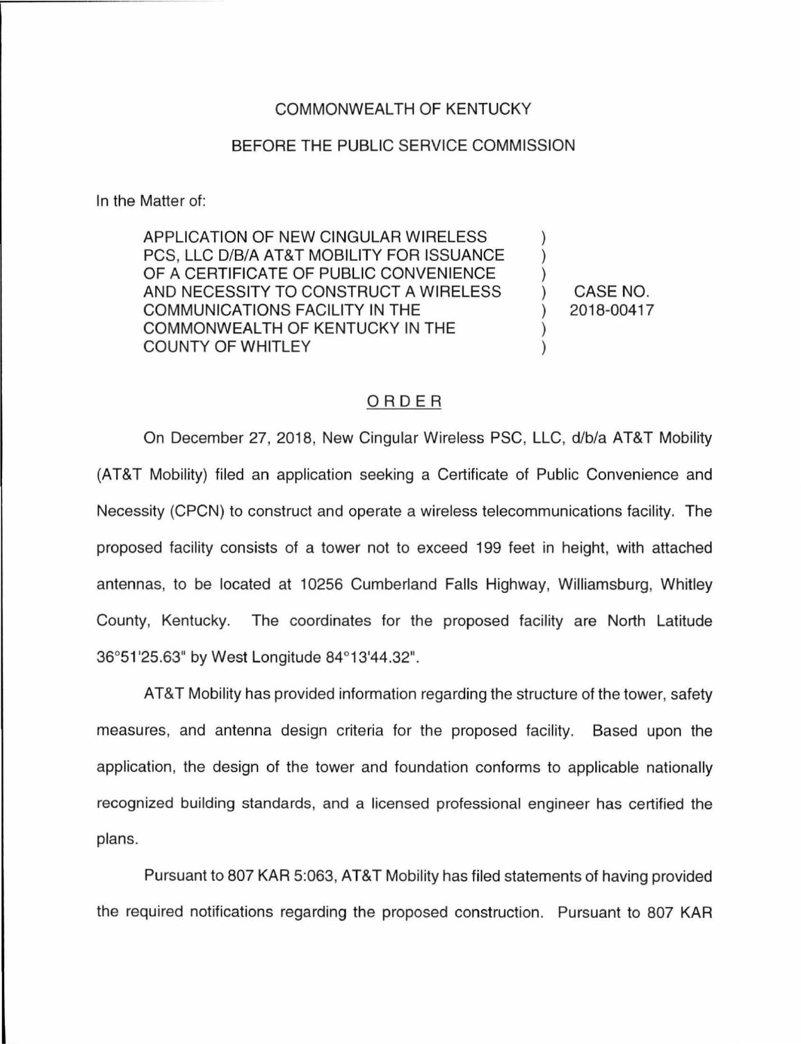COMMONWEALTH OF KENTUCKY

BEFORE THE PUBLIC SERVICE COMMISSION

In the Matter of:

| APPLICATION OF NEW CINGULAR WIRELESS PCS, LLC D/B/A AT&T MOBILITY FOR ISSUANCE OF A CERTIFICATE OF PUBLIC CONVENIENCE AND NECESSITY TO CONSTRUCT A WIRELESS COMMUNICATIONS FACILITY IN THE COMMONWEALTH OF KENTUCKY IN THE COUNTY OF WHITLEY | ) | CASE NO. 2018-00417 |
|---|---|---|

## ORDER

On December 27, 2018, New Cingular Wireless PSC, LLC, d/b/a AT&T Mobility (AT&T Mobility) filed an application seeking a Certificate of Public Convenience and Necessity (CPCN) to construct and operate a wireless telecommunications facility. The proposed facility consists of a tower not to exceed 199 feet in height, with attached antennas, to be located at 10256 Cumberland Falls Highway, Williamsburg, Whitley County, Kentucky. The coordinates for the proposed facility are North Latitude 36°51'25.63" by West Longitude 84°13'44.32".

AT&T Mobility has provided information regarding the structure of the tower, safety measures, and antenna design criteria for the proposed facility. Based upon the application, the design of the tower and foundation conforms to applicable nationally recognized building standards, and a licensed professional engineer has certified the plans.

Pursuant to 807 KAR 5:063, AT&T Mobility has filed statements of having provided the required notifications regarding the proposed construction. Pursuant to 807 KAR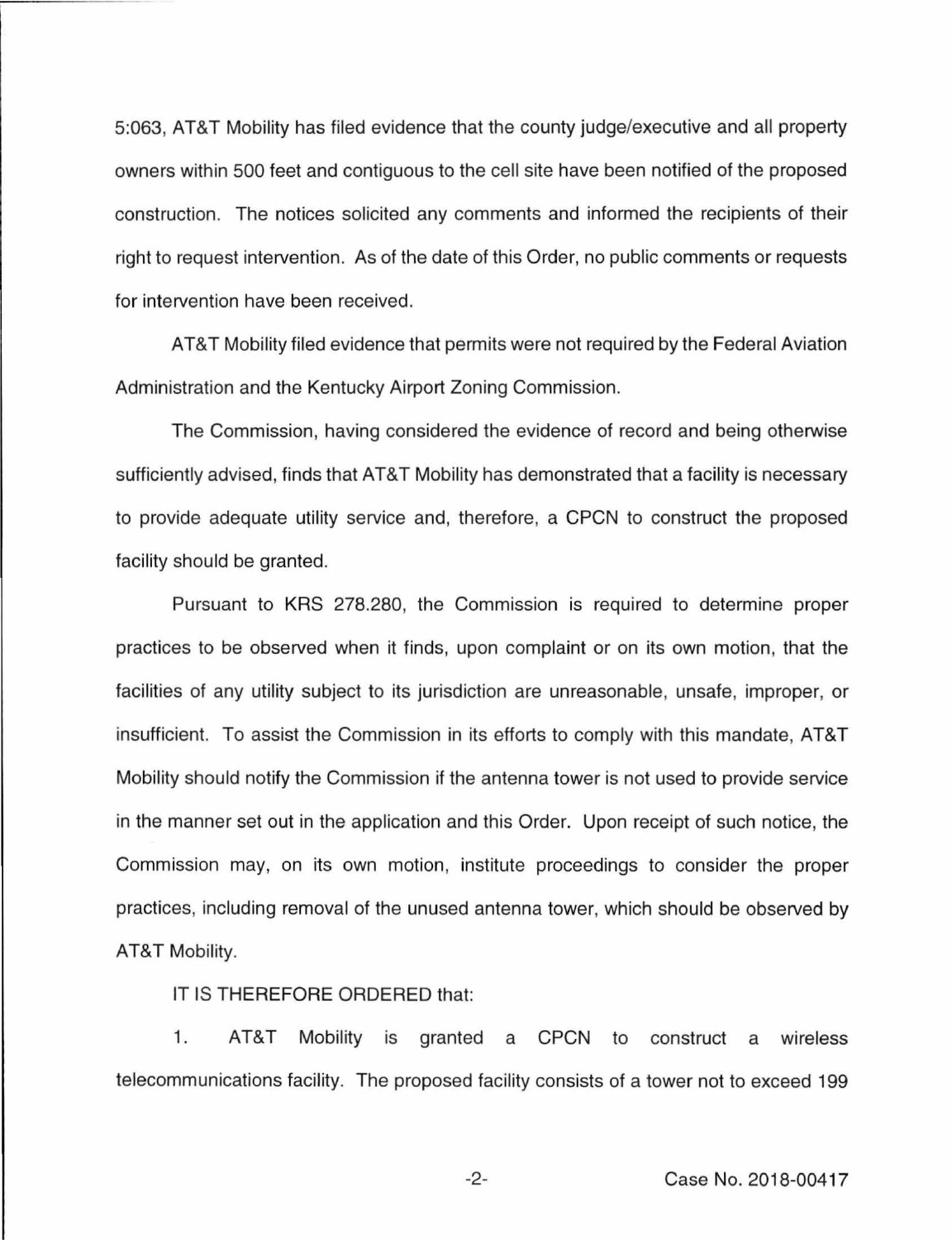5:063, AT&T Mobility has filed evidence that the county judge/executive and all property owners within 500 feet and contiguous to the cell site have been notified of the proposed construction. The notices solicited any comments and informed the recipients of their right to request intervention. As of the date of this Order, no public comments or requests for intervention have been received.

AT&T Mobility filed evidence that permits were not required by the Federal Aviation Administration and the Kentucky Airport Zoning Commission.

The Commission, having considered the evidence of record and being otherwise sufficiently advised, finds that AT&T Mobility has demonstrated that a facility is necessary to provide adequate utility service and, therefore, a CPCN to construct the proposed facility should be granted.

Pursuant to KRS 278.280, the Commission is required to determine proper practices to be observed when it finds, upon complaint or on its own motion, that the facilities of any utility subject to its jurisdiction are unreasonable, unsafe, improper, or insufficient. To assist the Commission in its efforts to comply with this mandate, AT&T Mobility should notify the Commission if the antenna tower is not used to provide service in the manner set out in the application and this Order. Upon receipt of such notice, the Commission may, on its own motion, institute proceedings to consider the proper practices, including removal of the unused antenna tower, which should be observed by AT&T Mobility.

IT IS THEREFORE ORDERED that:

1. AT&T Mobility is granted a CPCN to construct a wireless telecommunications facility. The proposed facility consists of a tower not to exceed 199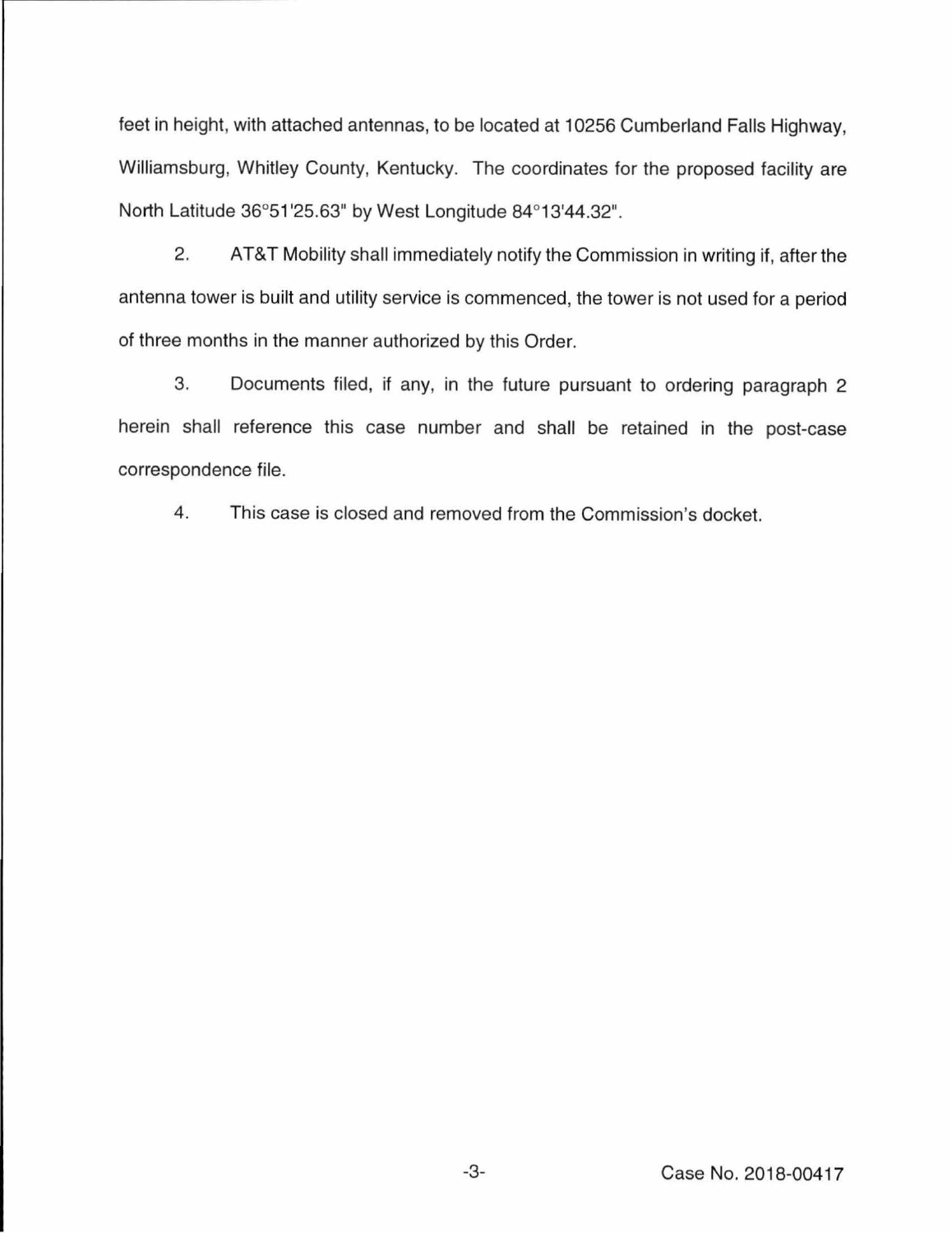feet in height, with attached antennas, to be located at 10256 Cumberland Falls Highway, Williamsburg, Whitley County, Kentucky. The coordinates for the proposed facility are North Latitude 36°51'25.63" by West Longitude 84°13'44.32".

2. AT&T Mobility shall immediately notify the Commission in writing if, after the antenna tower is built and utility service is commenced, the tower is not used for a period of three months in the manner authorized by this Order.

3. Documents filed, if any, in the future pursuant to ordering paragraph 2 herein shall reference this case number and shall be retained in the post-case correspondence file.

4. This case is closed and removed from the Commission's docket.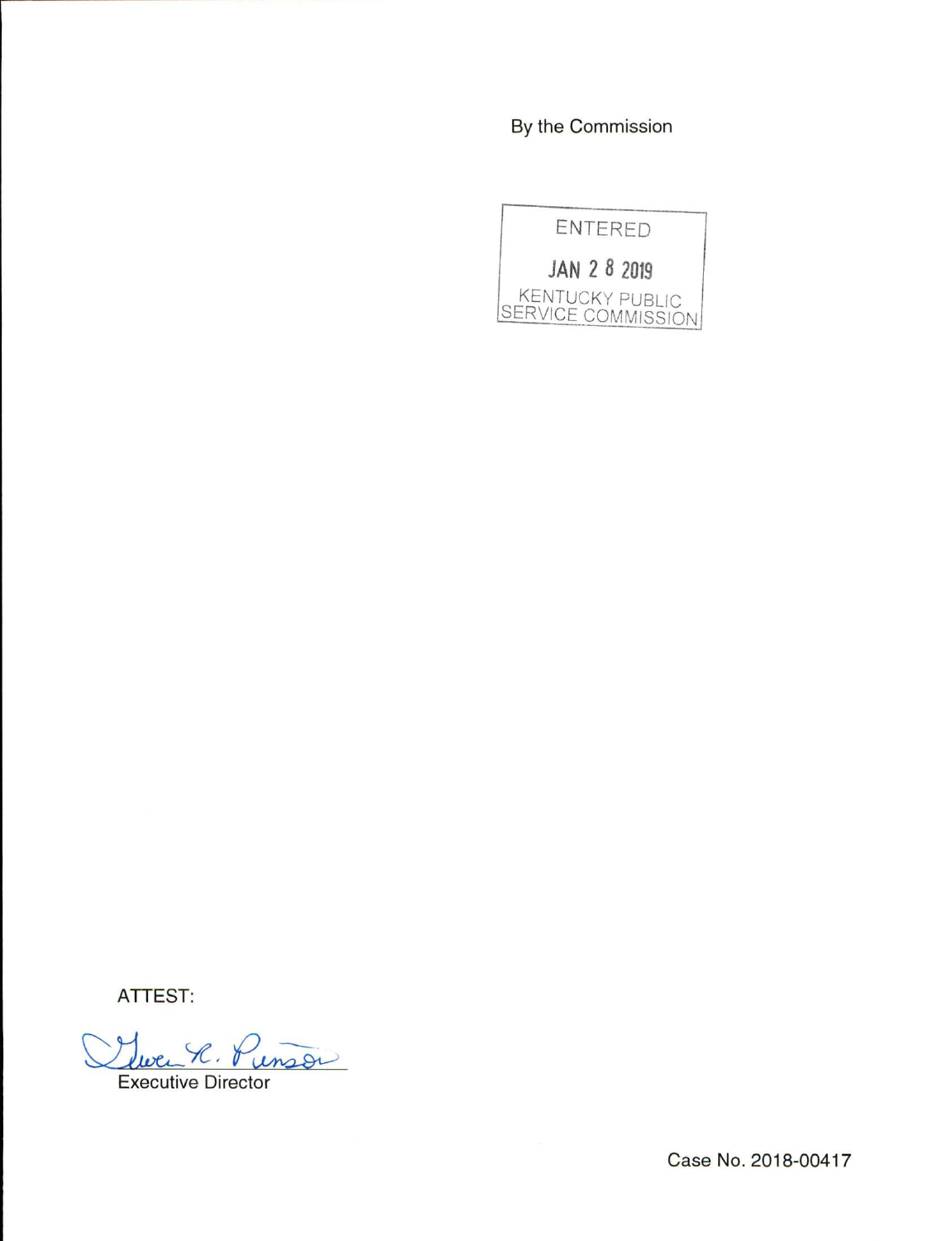By the Commission

ENTERED

JAN 2 8 2019

KENTUCKY PUBLIC SERVICE COMMISSION

ATTEST:

Executive Director

Case No. 2018-00417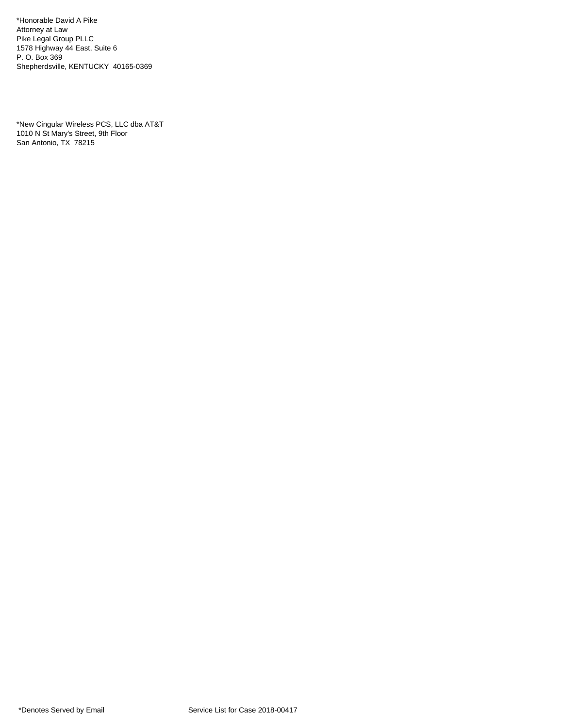*Honorable David A Pike
Attorney at Law
Pike Legal Group PLLC
1578 Highway 44 East, Suite 6
P. O. Box 369
Shepherdsville, KENTUCKY  40165-0369

*New Cingular Wireless PCS, LLC dba AT&T
1010 N St Mary's Street, 9th Floor
San Antonio, TX  78215

*Denotes Served by Email

Service List for Case 2018-00417